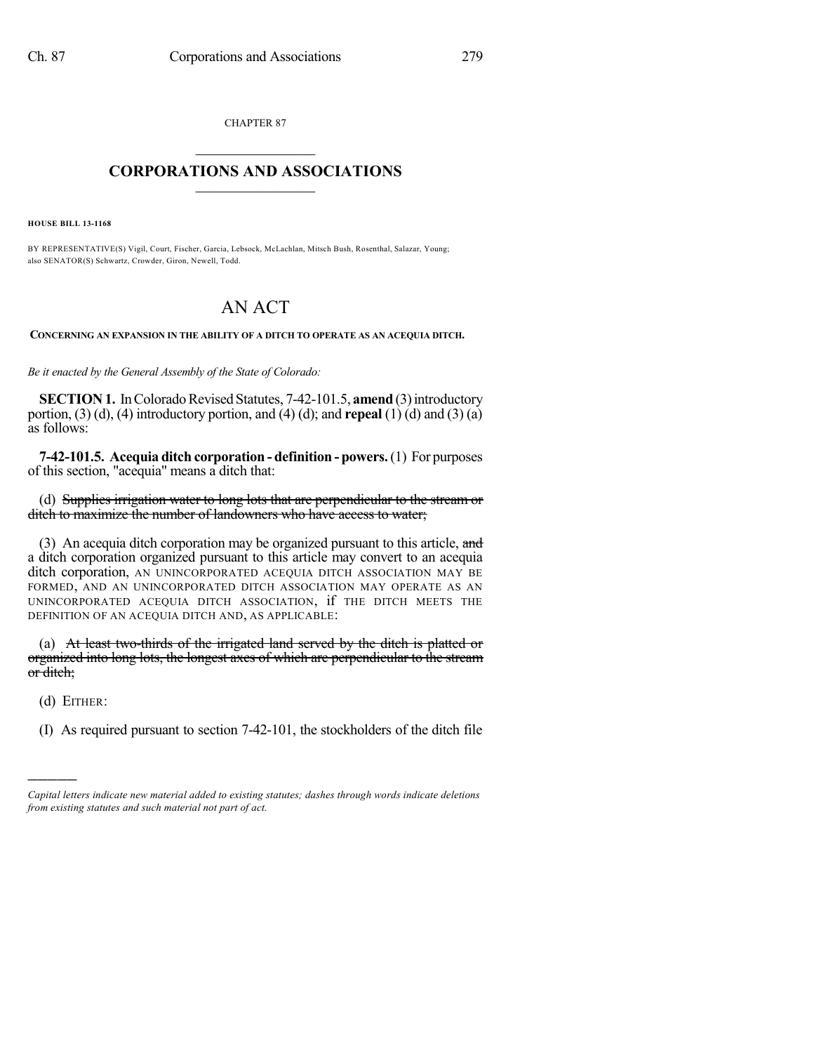CHAPTER 87

# CORPORATIONS AND ASSOCIATIONS

**HOUSE BILL 13-1168**

BY REPRESENTATIVE(S) Vigil, Court, Fischer, Garcia, Lebsock, McLachlan, Mitsch Bush, Rosenthal, Salazar, Young; also SENATOR(S) Schwartz, Crowder, Giron, Newell, Todd.

# AN ACT

**CONCERNING AN EXPANSION IN THE ABILITY OF A DITCH TO OPERATE AS AN ACEQUIA DITCH.**

*Be it enacted by the General Assembly of the State of Colorado:*

**SECTION 1.** In Colorado Revised Statutes, 7-42-101.5, **amend** (3) introductory portion, (3) (d), (4) introductory portion, and (4) (d); and **repeal** (1) (d) and (3) (a) as follows:

**7-42-101.5. Acequia ditch corporation - definition - powers.** (1) For purposes of this section, "acequia" means a ditch that:

(d) ~~Supplies irrigation water to long lots that are perpendicular to the stream or ditch to maximize the number of landowners who have access to water;~~

(3) An acequia ditch corporation may be organized pursuant to this article, ~~and~~ a ditch corporation organized pursuant to this article may convert to an acequia ditch corporation, AN UNINCORPORATED ACEQUIA DITCH ASSOCIATION MAY BE FORMED, AND AN UNINCORPORATED DITCH ASSOCIATION MAY OPERATE AS AN UNINCORPORATED ACEQUIA DITCH ASSOCIATION, if THE DITCH MEETS THE DEFINITION OF AN ACEQUIA DITCH AND, AS APPLICABLE:

(a) ~~At least two-thirds of the irrigated land served by the ditch is platted or organized into long lots, the longest axes of which are perpendicular to the stream or ditch;~~

(d) EITHER:

(I) As required pursuant to section 7-42-101, the stockholders of the ditch file

*Capital letters indicate new material added to existing statutes; dashes through words indicate deletions from existing statutes and such material not part of act.*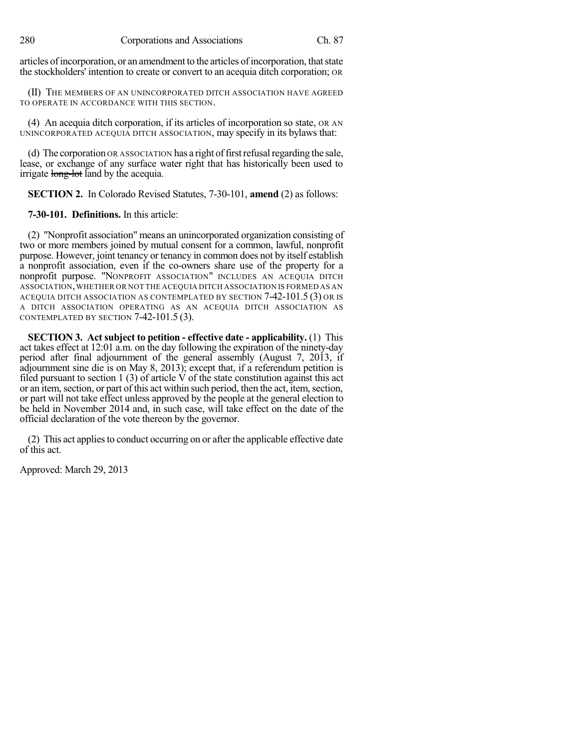articles of incorporation, or an amendment to the articles of incorporation, that state the stockholders' intention to create or convert to an acequia ditch corporation; OR

(II) THE MEMBERS OF AN UNINCORPORATED DITCH ASSOCIATION HAVE AGREED TO OPERATE IN ACCORDANCE WITH THIS SECTION.

(4) An acequia ditch corporation, if its articles of incorporation so state, OR AN UNINCORPORATED ACEQUIA DITCH ASSOCIATION, may specify in its bylaws that:

(d) The corporation OR ASSOCIATION has a right of first refusal regarding the sale, lease, or exchange of any surface water right that has historically been used to irrigate ~~long-lot~~ land by the acequia.

**SECTION 2.** In Colorado Revised Statutes, 7-30-101, **amend** (2) as follows:

**7-30-101. Definitions.** In this article:

(2) "Nonprofit association" means an unincorporated organization consisting of two or more members joined by mutual consent for a common, lawful, nonprofit purpose. However, joint tenancy or tenancy in common does not by itself establish a nonprofit association, even if the co-owners share use of the property for a nonprofit purpose. "NONPROFIT ASSOCIATION" INCLUDES AN ACEQUIA DITCH ASSOCIATION, WHETHER OR NOT THE ACEQUIA DITCH ASSOCIATION IS FORMED AS AN ACEQUIA DITCH ASSOCIATION AS CONTEMPLATED BY SECTION 7-42-101.5 (3) OR IS A DITCH ASSOCIATION OPERATING AS AN ACEQUIA DITCH ASSOCIATION AS CONTEMPLATED BY SECTION 7-42-101.5 (3).

**SECTION 3. Act subject to petition - effective date - applicability.** (1) This act takes effect at 12:01 a.m. on the day following the expiration of the ninety-day period after final adjournment of the general assembly (August 7, 2013, if adjournment sine die is on May 8, 2013); except that, if a referendum petition is filed pursuant to section 1 (3) of article V of the state constitution against this act or an item, section, or part of this act within such period, then the act, item, section, or part will not take effect unless approved by the people at the general election to be held in November 2014 and, in such case, will take effect on the date of the official declaration of the vote thereon by the governor.

(2) This act applies to conduct occurring on or after the applicable effective date of this act.

Approved: March 29, 2013